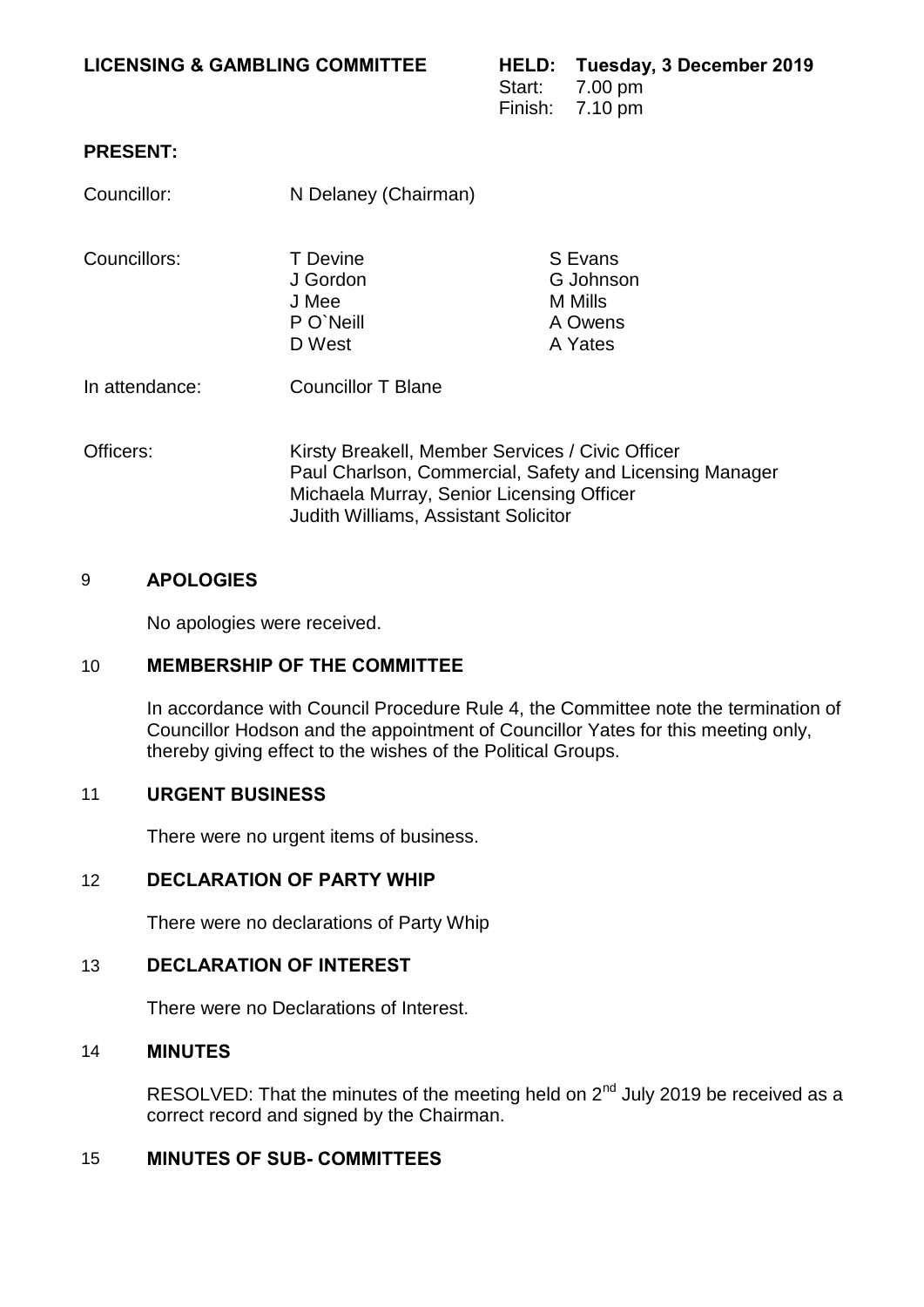**LICENSING & GAMBLING COMMITTEE**

**HELD: Tuesday, 3 December 2019**
Start: 7.00 pm
Finish: 7.10 pm

**PRESENT:**

Councillor: N Delaney (Chairman)

Councillors: T Devine, S Evans, J Gordon, G Johnson, J Mee, M Mills, P O`Neill, A Owens, D West, A Yates

In attendance: Councillor T Blane

Officers:
Kirsty Breakell, Member Services / Civic Officer
Paul Charlson, Commercial, Safety and Licensing Manager
Michaela Murray, Senior Licensing Officer
Judith Williams, Assistant Solicitor

## 9 APOLOGIES

No apologies were received.

## 10 MEMBERSHIP OF THE COMMITTEE

In accordance with Council Procedure Rule 4, the Committee note the termination of Councillor Hodson and the appointment of Councillor Yates for this meeting only, thereby giving effect to the wishes of the Political Groups.

## 11 URGENT BUSINESS

There were no urgent items of business.

## 12 DECLARATION OF PARTY WHIP

There were no declarations of Party Whip

## 13 DECLARATION OF INTEREST

There were no Declarations of Interest.

## 14 MINUTES

RESOLVED: That the minutes of the meeting held on 2nd July 2019 be received as a correct record and signed by the Chairman.

## 15 MINUTES OF SUB- COMMITTEES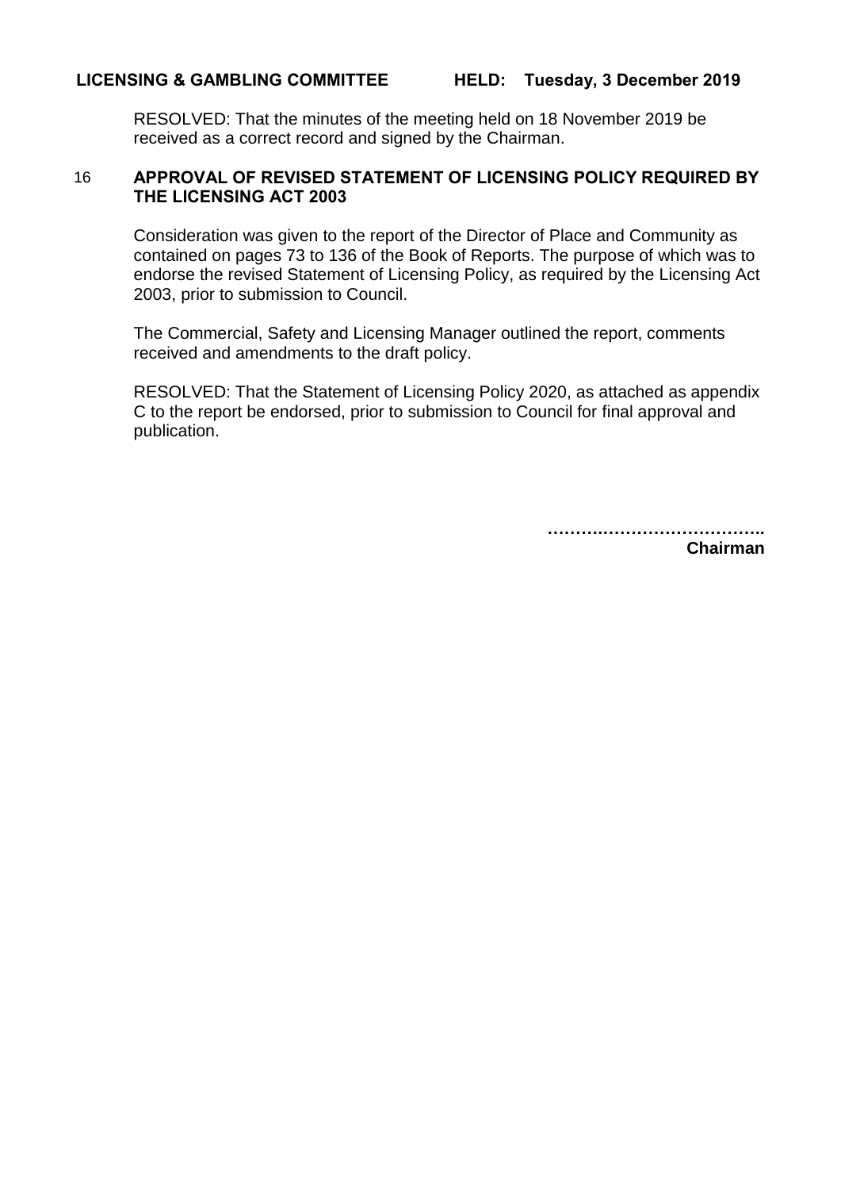RESOLVED: That the minutes of the meeting held on 18 November 2019 be received as a correct record and signed by the Chairman.

## 16 APPROVAL OF REVISED STATEMENT OF LICENSING POLICY REQUIRED BY THE LICENSING ACT 2003

Consideration was given to the report of the Director of Place and Community as contained on pages 73 to 136 of the Book of Reports. The purpose of which was to endorse the revised Statement of Licensing Policy, as required by the Licensing Act 2003, prior to submission to Council.

The Commercial, Safety and Licensing Manager outlined the report, comments received and amendments to the draft policy.

RESOLVED: That the Statement of Licensing Policy 2020, as attached as appendix C to the report be endorsed, prior to submission to Council for final approval and publication.

…………………………………..
**Chairman**